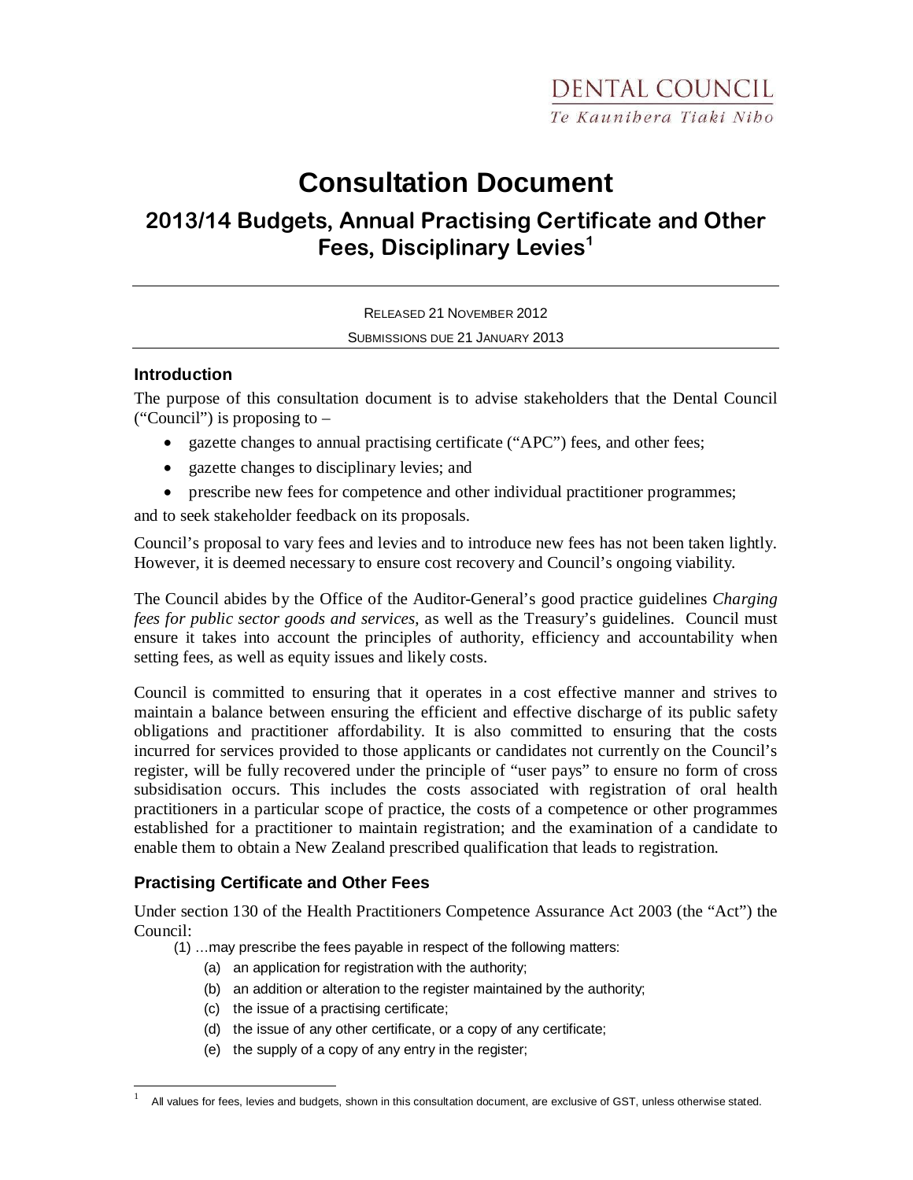DENTAL COUNCIL
*Te Kaunihera Tiaki Niho*

# Consultation Document

## 2013/14 Budgets, Annual Practising Certificate and Other Fees, Disciplinary Levies[1]

RELEASED 21 NOVEMBER 2012

SUBMISSIONS DUE 21 JANUARY 2013

### Introduction

The purpose of this consultation document is to advise stakeholders that the Dental Council ("Council") is proposing to –

- gazette changes to annual practising certificate ("APC") fees, and other fees;
- gazette changes to disciplinary levies; and
- prescribe new fees for competence and other individual practitioner programmes;

and to seek stakeholder feedback on its proposals.

Council's proposal to vary fees and levies and to introduce new fees has not been taken lightly. However, it is deemed necessary to ensure cost recovery and Council's ongoing viability.

The Council abides by the Office of the Auditor-General's good practice guidelines *Charging fees for public sector goods and services*, as well as the Treasury's guidelines. Council must ensure it takes into account the principles of authority, efficiency and accountability when setting fees, as well as equity issues and likely costs.

Council is committed to ensuring that it operates in a cost effective manner and strives to maintain a balance between ensuring the efficient and effective discharge of its public safety obligations and practitioner affordability. It is also committed to ensuring that the costs incurred for services provided to those applicants or candidates not currently on the Council's register, will be fully recovered under the principle of "user pays" to ensure no form of cross subsidisation occurs. This includes the costs associated with registration of oral health practitioners in a particular scope of practice, the costs of a competence or other programmes established for a practitioner to maintain registration; and the examination of a candidate to enable them to obtain a New Zealand prescribed qualification that leads to registration.

### Practising Certificate and Other Fees

Under section 130 of the Health Practitioners Competence Assurance Act 2003 (the "Act") the Council:

(1) …may prescribe the fees payable in respect of the following matters:

(a) an application for registration with the authority;

(b) an addition or alteration to the register maintained by the authority;

(c) the issue of a practising certificate;

(d) the issue of any other certificate, or a copy of any certificate;

(e) the supply of a copy of any entry in the register;

---

[1] All values for fees, levies and budgets, shown in this consultation document, are exclusive of GST, unless otherwise stated.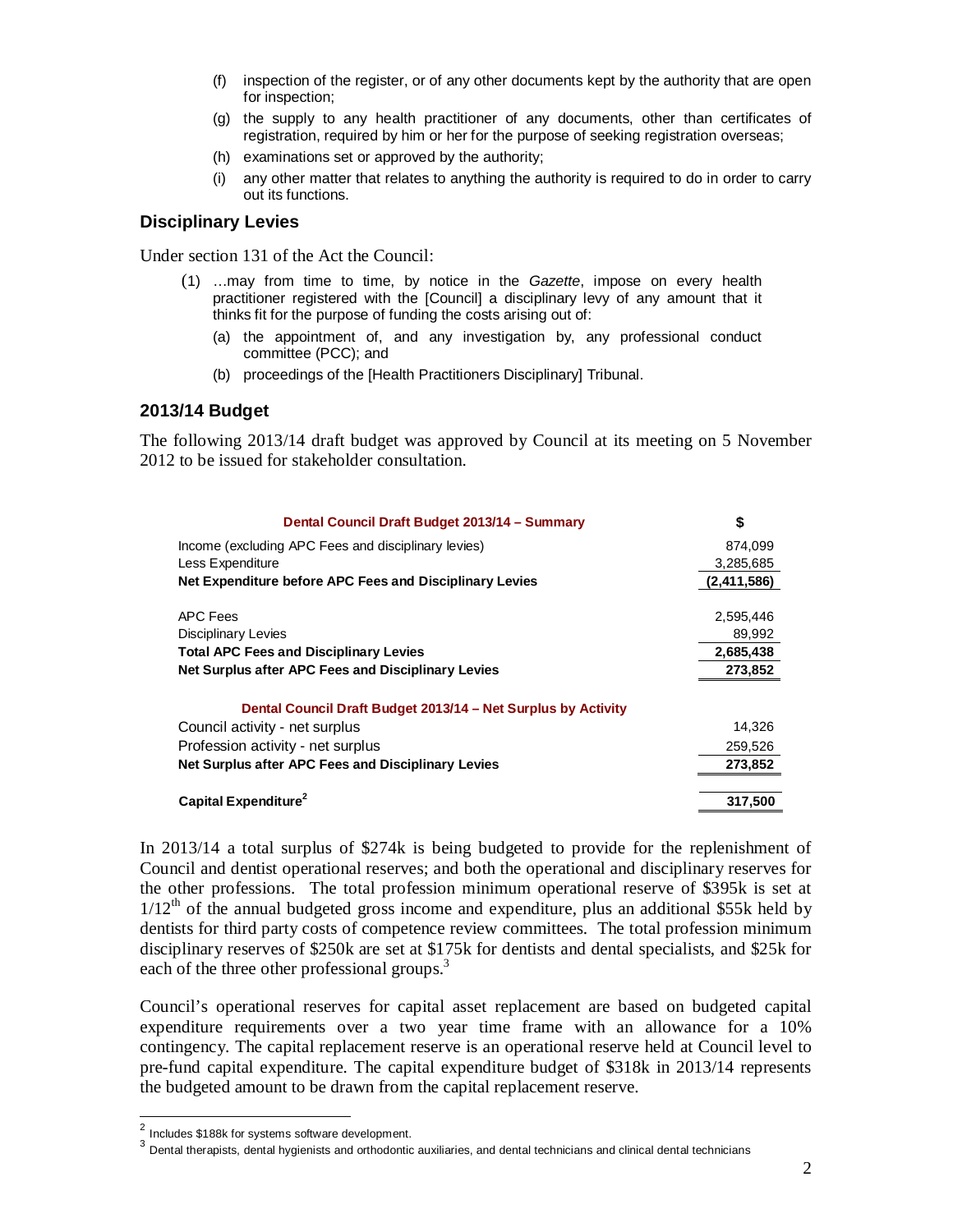(f) inspection of the register, or of any other documents kept by the authority that are open for inspection;

(g) the supply to any health practitioner of any documents, other than certificates of registration, required by him or her for the purpose of seeking registration overseas;

(h) examinations set or approved by the authority;

(i) any other matter that relates to anything the authority is required to do in order to carry out its functions.

## Disciplinary Levies

Under section 131 of the Act the Council:

> (1) …may from time to time, by notice in the *Gazette*, impose on every health practitioner registered with the [Council] a disciplinary levy of any amount that it thinks fit for the purpose of funding the costs arising out of:
>
> (a) the appointment of, and any investigation by, any professional conduct committee (PCC); and
>
> (b) proceedings of the [Health Practitioners Disciplinary] Tribunal.

## 2013/14 Budget

The following 2013/14 draft budget was approved by Council at its meeting on 5 November 2012 to be issued for stakeholder consultation.

| Dental Council Draft Budget 2013/14 – Summary | $ |
|---|---|
| Income (excluding APC Fees and disciplinary levies) | 874,099 |
| Less Expenditure | 3,285,685 |
| **Net Expenditure before APC Fees and Disciplinary Levies** | **(2,411,586)** |
| | |
| APC Fees | 2,595,446 |
| Disciplinary Levies | 89,992 |
| **Total APC Fees and Disciplinary Levies** | **2,685,438** |
| **Net Surplus after APC Fees and Disciplinary Levies** | **273,852** |
| | |
| **Dental Council Draft Budget 2013/14 – Net Surplus by Activity** | |
| Council activity - net surplus | 14,326 |
| Profession activity - net surplus | 259,526 |
| **Net Surplus after APC Fees and Disciplinary Levies** | **273,852** |
| | |
| **Capital Expenditure[2]** | **317,500** |

In 2013/14 a total surplus of $274k is being budgeted to provide for the replenishment of Council and dentist operational reserves; and both the operational and disciplinary reserves for the other professions. The total profession minimum operational reserve of $395k is set at 1/12th of the annual budgeted gross income and expenditure, plus an additional $55k held by dentists for third party costs of competence review committees. The total profession minimum disciplinary reserves of $250k are set at $175k for dentists and dental specialists, and $25k for each of the three other professional groups.[3]

Council's operational reserves for capital asset replacement are based on budgeted capital expenditure requirements over a two year time frame with an allowance for a 10% contingency. The capital replacement reserve is an operational reserve held at Council level to pre-fund capital expenditure. The capital expenditure budget of $318k in 2013/14 represents the budgeted amount to be drawn from the capital replacement reserve.

---

[2] Includes $188k for systems software development.

[3] Dental therapists, dental hygienists and orthodontic auxiliaries, and dental technicians and clinical dental technicians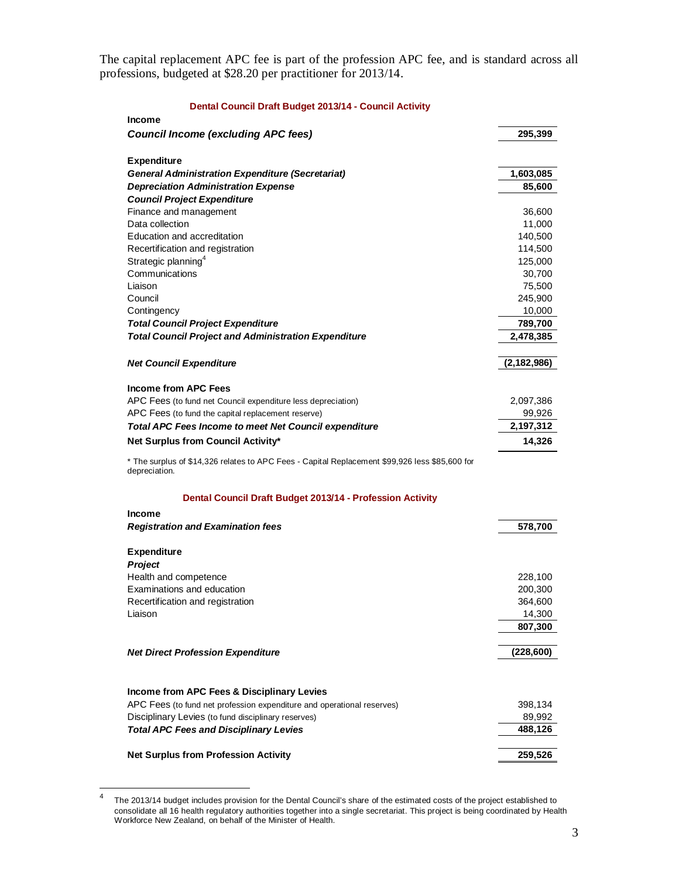The capital replacement APC fee is part of the profession APC fee, and is standard across all professions, budgeted at $28.20 per practitioner for 2013/14.

**Dental Council Draft Budget 2013/14 - Council Activity**

| | |
|---|---|
| **Income** | |
| ***Council Income (excluding APC fees)*** | **295,399** |
| | |
| **Expenditure** | |
| ***General Administration Expenditure (Secretariat)*** | **1,603,085** |
| ***Depreciation Administration Expense*** | **85,600** |
| ***Council Project Expenditure*** | |
| Finance and management | 36,600 |
| Data collection | 11,000 |
| Education and accreditation | 140,500 |
| Recertification and registration | 114,500 |
| Strategic planning[4] | 125,000 |
| Communications | 30,700 |
| Liaison | 75,500 |
| Council | 245,900 |
| Contingency | 10,000 |
| ***Total Council Project Expenditure*** | **789,700** |
| ***Total Council Project and Administration Expenditure*** | **2,478,385** |
| | |
| ***Net Council Expenditure*** | **(2,182,986)** |
| | |
| **Income from APC Fees** | |
| APC Fees (to fund net Council expenditure less depreciation) | 2,097,386 |
| APC Fees (to fund the capital replacement reserve) | 99,926 |
| ***Total APC Fees Income to meet Net Council expenditure*** | **2,197,312** |
| **Net Surplus from Council Activity*** | **14,326** |

* The surplus of $14,326 relates to APC Fees - Capital Replacement $99,926 less $85,600 for depreciation.

**Dental Council Draft Budget 2013/14 - Profession Activity**

| | |
|---|---|
| **Income** | |
| ***Registration and Examination fees*** | **578,700** |
| | |
| **Expenditure** | |
| ***Project*** | |
| Health and competence | 228,100 |
| Examinations and education | 200,300 |
| Recertification and registration | 364,600 |
| Liaison | 14,300 |
| | **807,300** |
| | |
| ***Net Direct Profession Expenditure*** | **(228,600)** |
| | |
| **Income from APC Fees & Disciplinary Levies** | |
| APC Fees (to fund net profession expenditure and operational reserves) | 398,134 |
| Disciplinary Levies (to fund disciplinary reserves) | 89,992 |
| ***Total APC Fees and Disciplinary Levies*** | **488,126** |
| | |
| **Net Surplus from Profession Activity** | **259,526** |

[4] The 2013/14 budget includes provision for the Dental Council's share of the estimated costs of the project established to consolidate all 16 health regulatory authorities together into a single secretariat. This project is being coordinated by Health Workforce New Zealand, on behalf of the Minister of Health.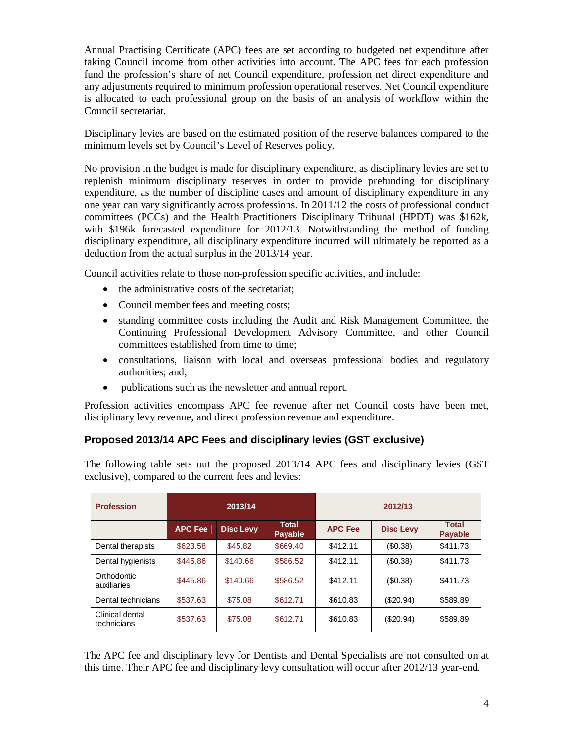Annual Practising Certificate (APC) fees are set according to budgeted net expenditure after taking Council income from other activities into account. The APC fees for each profession fund the profession's share of net Council expenditure, profession net direct expenditure and any adjustments required to minimum profession operational reserves. Net Council expenditure is allocated to each professional group on the basis of an analysis of workflow within the Council secretariat.

Disciplinary levies are based on the estimated position of the reserve balances compared to the minimum levels set by Council's Level of Reserves policy.

No provision in the budget is made for disciplinary expenditure, as disciplinary levies are set to replenish minimum disciplinary reserves in order to provide prefunding for disciplinary expenditure, as the number of discipline cases and amount of disciplinary expenditure in any one year can vary significantly across professions. In 2011/12 the costs of professional conduct committees (PCCs) and the Health Practitioners Disciplinary Tribunal (HPDT) was $162k, with $196k forecasted expenditure for 2012/13. Notwithstanding the method of funding disciplinary expenditure, all disciplinary expenditure incurred will ultimately be reported as a deduction from the actual surplus in the 2013/14 year.

Council activities relate to those non-profession specific activities, and include:

- the administrative costs of the secretariat;
- Council member fees and meeting costs;
- standing committee costs including the Audit and Risk Management Committee, the Continuing Professional Development Advisory Committee, and other Council committees established from time to time;
- consultations, liaison with local and overseas professional bodies and regulatory authorities; and,
- publications such as the newsletter and annual report.

Profession activities encompass APC fee revenue after net Council costs have been met, disciplinary levy revenue, and direct profession revenue and expenditure.

### Proposed 2013/14 APC Fees and disciplinary levies (GST exclusive)

The following table sets out the proposed 2013/14 APC fees and disciplinary levies (GST exclusive), compared to the current fees and levies:

| Profession | 2013/14 | | | 2012/13 | | |
|---|---|---|---|---|---|---|
| | APC Fee | Disc Levy | Total Payable | APC Fee | Disc Levy | Total Payable |
| Dental therapists | $623.58 | $45.82 | $669.40 | $412.11 | ($0.38) | $411.73 |
| Dental hygienists | $445.86 | $140.66 | $586.52 | $412.11 | ($0.38) | $411.73 |
| Orthodontic auxiliaries | $445.86 | $140.66 | $586.52 | $412.11 | ($0.38) | $411.73 |
| Dental technicians | $537.63 | $75.08 | $612.71 | $610.83 | ($20.94) | $589.89 |
| Clinical dental technicians | $537.63 | $75.08 | $612.71 | $610.83 | ($20.94) | $589.89 |

The APC fee and disciplinary levy for Dentists and Dental Specialists are not consulted on at this time. Their APC fee and disciplinary levy consultation will occur after 2012/13 year-end.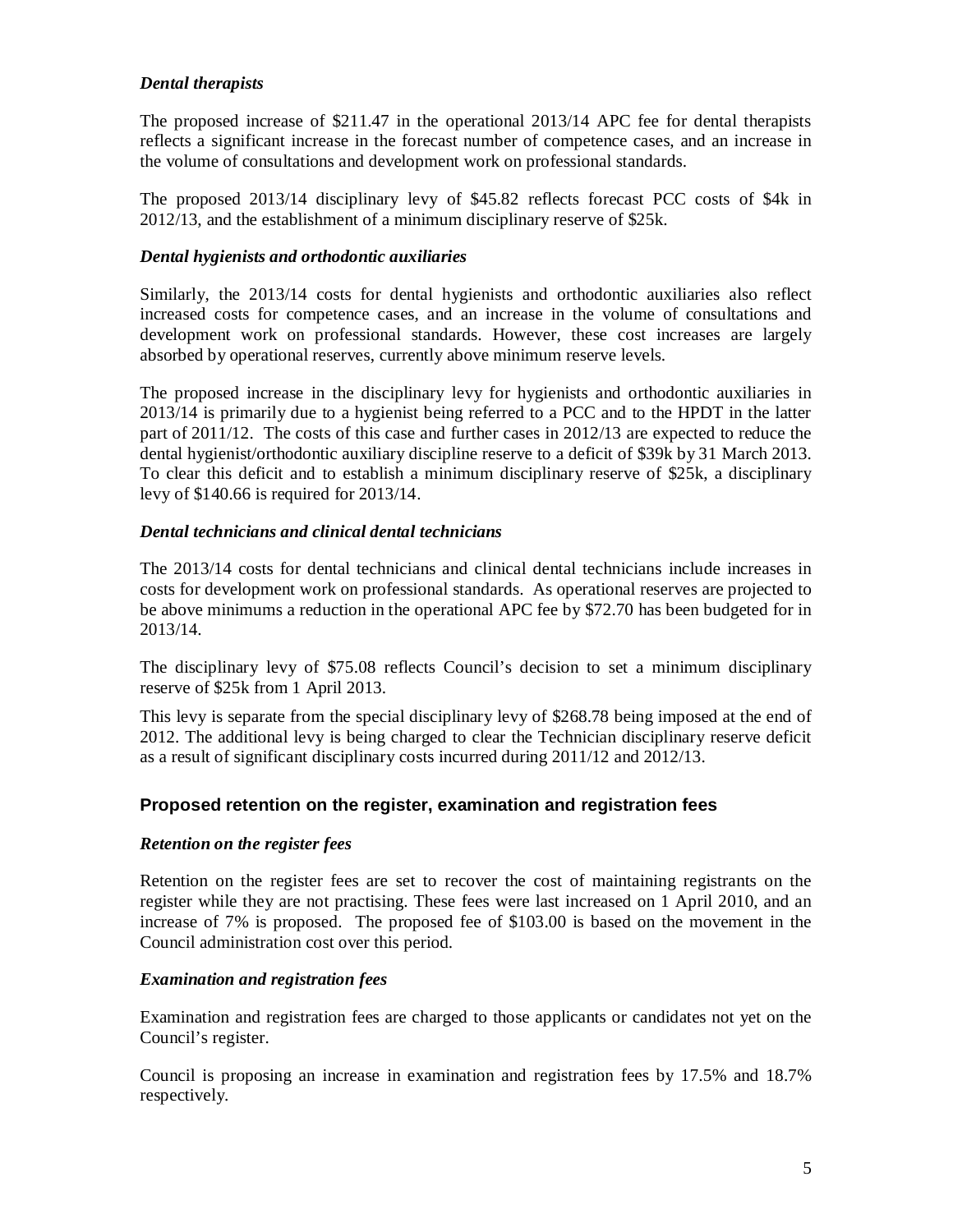### *Dental therapists*

The proposed increase of $211.47 in the operational 2013/14 APC fee for dental therapists reflects a significant increase in the forecast number of competence cases, and an increase in the volume of consultations and development work on professional standards.

The proposed 2013/14 disciplinary levy of $45.82 reflects forecast PCC costs of $4k in 2012/13, and the establishment of a minimum disciplinary reserve of $25k.

### *Dental hygienists and orthodontic auxiliaries*

Similarly, the 2013/14 costs for dental hygienists and orthodontic auxiliaries also reflect increased costs for competence cases, and an increase in the volume of consultations and development work on professional standards. However, these cost increases are largely absorbed by operational reserves, currently above minimum reserve levels.

The proposed increase in the disciplinary levy for hygienists and orthodontic auxiliaries in 2013/14 is primarily due to a hygienist being referred to a PCC and to the HPDT in the latter part of 2011/12. The costs of this case and further cases in 2012/13 are expected to reduce the dental hygienist/orthodontic auxiliary discipline reserve to a deficit of $39k by 31 March 2013. To clear this deficit and to establish a minimum disciplinary reserve of $25k, a disciplinary levy of $140.66 is required for 2013/14.

### *Dental technicians and clinical dental technicians*

The 2013/14 costs for dental technicians and clinical dental technicians include increases in costs for development work on professional standards. As operational reserves are projected to be above minimums a reduction in the operational APC fee by $72.70 has been budgeted for in 2013/14.

The disciplinary levy of $75.08 reflects Council's decision to set a minimum disciplinary reserve of $25k from 1 April 2013.

This levy is separate from the special disciplinary levy of $268.78 being imposed at the end of 2012. The additional levy is being charged to clear the Technician disciplinary reserve deficit as a result of significant disciplinary costs incurred during 2011/12 and 2012/13.

## Proposed retention on the register, examination and registration fees

### *Retention on the register fees*

Retention on the register fees are set to recover the cost of maintaining registrants on the register while they are not practising. These fees were last increased on 1 April 2010, and an increase of 7% is proposed. The proposed fee of $103.00 is based on the movement in the Council administration cost over this period.

### *Examination and registration fees*

Examination and registration fees are charged to those applicants or candidates not yet on the Council's register.

Council is proposing an increase in examination and registration fees by 17.5% and 18.7% respectively.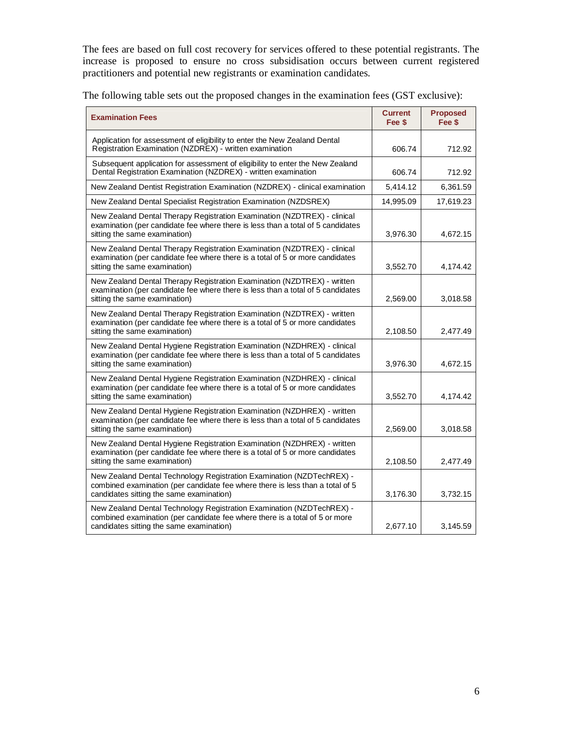The fees are based on full cost recovery for services offered to these potential registrants. The increase is proposed to ensure no cross subsidisation occurs between current registered practitioners and potential new registrants or examination candidates.

The following table sets out the proposed changes in the examination fees (GST exclusive):

| Examination Fees | Current Fee $ | Proposed Fee $ |
|---|---|---|
| Application for assessment of eligibility to enter the New Zealand Dental Registration Examination (NZDREX) - written examination | 606.74 | 712.92 |
| Subsequent application for assessment of eligibility to enter the New Zealand Dental Registration Examination (NZDREX) - written examination | 606.74 | 712.92 |
| New Zealand Dentist Registration Examination (NZDREX) - clinical examination | 5,414.12 | 6,361.59 |
| New Zealand Dental Specialist Registration Examination (NZDSREX) | 14,995.09 | 17,619.23 |
| New Zealand Dental Therapy Registration Examination (NZDTREX) - clinical examination (per candidate fee where there is less than a total of 5 candidates sitting the same examination) | 3,976.30 | 4,672.15 |
| New Zealand Dental Therapy Registration Examination (NZDTREX) - clinical examination (per candidate fee where there is a total of 5 or more candidates sitting the same examination) | 3,552.70 | 4,174.42 |
| New Zealand Dental Therapy Registration Examination (NZDTREX) - written examination (per candidate fee where there is less than a total of 5 candidates sitting the same examination) | 2,569.00 | 3,018.58 |
| New Zealand Dental Therapy Registration Examination (NZDTREX) - written examination (per candidate fee where there is a total of 5 or more candidates sitting the same examination) | 2,108.50 | 2,477.49 |
| New Zealand Dental Hygiene Registration Examination (NZDHREX) - clinical examination (per candidate fee where there is less than a total of 5 candidates sitting the same examination) | 3,976.30 | 4,672.15 |
| New Zealand Dental Hygiene Registration Examination (NZDHREX) - clinical examination (per candidate fee where there is a total of 5 or more candidates sitting the same examination) | 3,552.70 | 4,174.42 |
| New Zealand Dental Hygiene Registration Examination (NZDHREX) - written examination (per candidate fee where there is less than a total of 5 candidates sitting the same examination) | 2,569.00 | 3,018.58 |
| New Zealand Dental Hygiene Registration Examination (NZDHREX) - written examination (per candidate fee where there is a total of 5 or more candidates sitting the same examination) | 2,108.50 | 2,477.49 |
| New Zealand Dental Technology Registration Examination (NZDTechREX) - combined examination (per candidate fee where there is less than a total of 5 candidates sitting the same examination) | 3,176.30 | 3,732.15 |
| New Zealand Dental Technology Registration Examination (NZDTechREX) - combined examination (per candidate fee where there is a total of 5 or more candidates sitting the same examination) | 2,677.10 | 3,145.59 |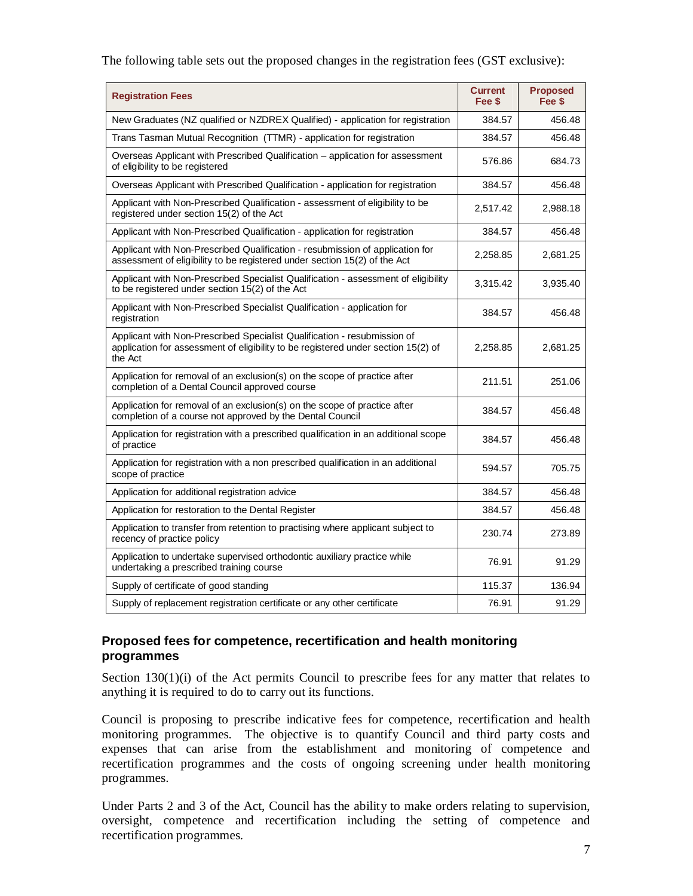The following table sets out the proposed changes in the registration fees (GST exclusive):

| Registration Fees | Current Fee $ | Proposed Fee $ |
| --- | --- | --- |
| New Graduates (NZ qualified or NZDREX Qualified) - application for registration | 384.57 | 456.48 |
| Trans Tasman Mutual Recognition (TTMR) - application for registration | 384.57 | 456.48 |
| Overseas Applicant with Prescribed Qualification – application for assessment of eligibility to be registered | 576.86 | 684.73 |
| Overseas Applicant with Prescribed Qualification - application for registration | 384.57 | 456.48 |
| Applicant with Non-Prescribed Qualification - assessment of eligibility to be registered under section 15(2) of the Act | 2,517.42 | 2,988.18 |
| Applicant with Non-Prescribed Qualification - application for registration | 384.57 | 456.48 |
| Applicant with Non-Prescribed Qualification - resubmission of application for assessment of eligibility to be registered under section 15(2) of the Act | 2,258.85 | 2,681.25 |
| Applicant with Non-Prescribed Specialist Qualification - assessment of eligibility to be registered under section 15(2) of the Act | 3,315.42 | 3,935.40 |
| Applicant with Non-Prescribed Specialist Qualification - application for registration | 384.57 | 456.48 |
| Applicant with Non-Prescribed Specialist Qualification - resubmission of application for assessment of eligibility to be registered under section 15(2) of the Act | 2,258.85 | 2,681.25 |
| Application for removal of an exclusion(s) on the scope of practice after completion of a Dental Council approved course | 211.51 | 251.06 |
| Application for removal of an exclusion(s) on the scope of practice after completion of a course not approved by the Dental Council | 384.57 | 456.48 |
| Application for registration with a prescribed qualification in an additional scope of practice | 384.57 | 456.48 |
| Application for registration with a non prescribed qualification in an additional scope of practice | 594.57 | 705.75 |
| Application for additional registration advice | 384.57 | 456.48 |
| Application for restoration to the Dental Register | 384.57 | 456.48 |
| Application to transfer from retention to practising where applicant subject to recency of practice policy | 230.74 | 273.89 |
| Application to undertake supervised orthodontic auxiliary practice while undertaking a prescribed training course | 76.91 | 91.29 |
| Supply of certificate of good standing | 115.37 | 136.94 |
| Supply of replacement registration certificate or any other certificate | 76.91 | 91.29 |

## Proposed fees for competence, recertification and health monitoring programmes

Section 130(1)(i) of the Act permits Council to prescribe fees for any matter that relates to anything it is required to do to carry out its functions.

Council is proposing to prescribe indicative fees for competence, recertification and health monitoring programmes. The objective is to quantify Council and third party costs and expenses that can arise from the establishment and monitoring of competence and recertification programmes and the costs of ongoing screening under health monitoring programmes.

Under Parts 2 and 3 of the Act, Council has the ability to make orders relating to supervision, oversight, competence and recertification including the setting of competence and recertification programmes.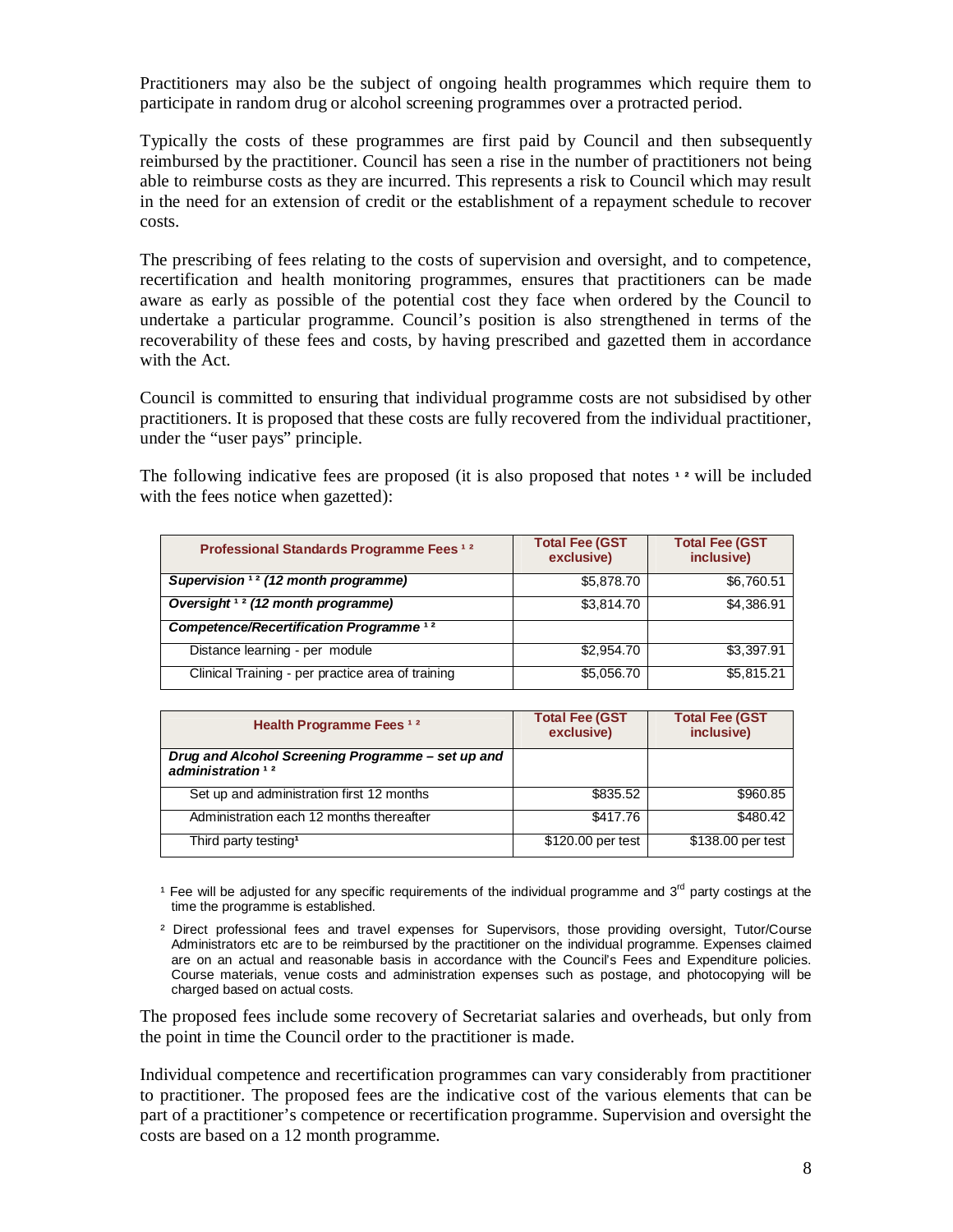Practitioners may also be the subject of ongoing health programmes which require them to participate in random drug or alcohol screening programmes over a protracted period.

Typically the costs of these programmes are first paid by Council and then subsequently reimbursed by the practitioner. Council has seen a rise in the number of practitioners not being able to reimburse costs as they are incurred. This represents a risk to Council which may result in the need for an extension of credit or the establishment of a repayment schedule to recover costs.

The prescribing of fees relating to the costs of supervision and oversight, and to competence, recertification and health monitoring programmes, ensures that practitioners can be made aware as early as possible of the potential cost they face when ordered by the Council to undertake a particular programme. Council's position is also strengthened in terms of the recoverability of these fees and costs, by having prescribed and gazetted them in accordance with the Act.

Council is committed to ensuring that individual programme costs are not subsidised by other practitioners. It is proposed that these costs are fully recovered from the individual practitioner, under the "user pays" principle.

The following indicative fees are proposed (it is also proposed that notes [1] [2] will be included with the fees notice when gazetted):

| **Professional Standards Programme Fees** [1] [2] | **Total Fee (GST exclusive)** | **Total Fee (GST inclusive)** |
|---|---|---|
| ***Supervision*** [1] [2] ***(12 month programme)*** | $5,878.70 | $6,760.51 |
| ***Oversight*** [1] [2] ***(12 month programme)*** | $3,814.70 | $4,386.91 |
| ***Competence/Recertification Programme*** [1] [2] | | |
| Distance learning - per module | $2,954.70 | $3,397.91 |
| Clinical Training - per practice area of training | $5,056.70 | $5,815.21 |

| **Health Programme Fees** [1] [2] | **Total Fee (GST exclusive)** | **Total Fee (GST inclusive)** |
|---|---|---|
| ***Drug and Alcohol Screening Programme – set up and administration*** [1] [2] | | |
| Set up and administration first 12 months | $835.52 | $960.85 |
| Administration each 12 months thereafter | $417.76 | $480.42 |
| Third party testing[1] | $120.00 per test | $138.00 per test |

[1] Fee will be adjusted for any specific requirements of the individual programme and 3rd party costings at the time the programme is established.

[2] Direct professional fees and travel expenses for Supervisors, those providing oversight, Tutor/Course Administrators etc are to be reimbursed by the practitioner on the individual programme. Expenses claimed are on an actual and reasonable basis in accordance with the Council's Fees and Expenditure policies. Course materials, venue costs and administration expenses such as postage, and photocopying will be charged based on actual costs.

The proposed fees include some recovery of Secretariat salaries and overheads, but only from the point in time the Council order to the practitioner is made.

Individual competence and recertification programmes can vary considerably from practitioner to practitioner. The proposed fees are the indicative cost of the various elements that can be part of a practitioner's competence or recertification programme. Supervision and oversight the costs are based on a 12 month programme.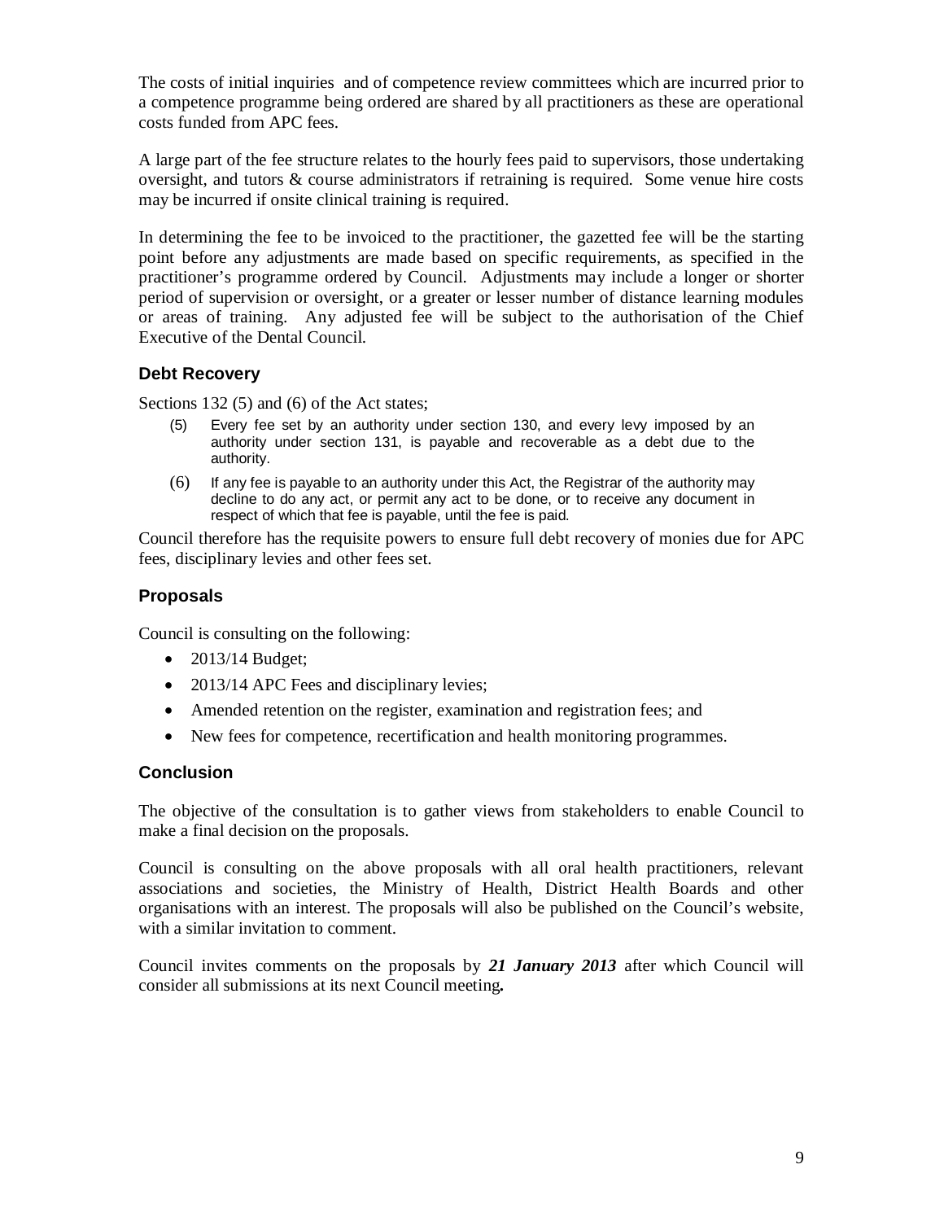The costs of initial inquiries and of competence review committees which are incurred prior to a competence programme being ordered are shared by all practitioners as these are operational costs funded from APC fees.

A large part of the fee structure relates to the hourly fees paid to supervisors, those undertaking oversight, and tutors & course administrators if retraining is required. Some venue hire costs may be incurred if onsite clinical training is required.

In determining the fee to be invoiced to the practitioner, the gazetted fee will be the starting point before any adjustments are made based on specific requirements, as specified in the practitioner's programme ordered by Council. Adjustments may include a longer or shorter period of supervision or oversight, or a greater or lesser number of distance learning modules or areas of training. Any adjusted fee will be subject to the authorisation of the Chief Executive of the Dental Council.

### Debt Recovery

Sections 132 (5) and (6) of the Act states;

> (5) Every fee set by an authority under section 130, and every levy imposed by an authority under section 131, is payable and recoverable as a debt due to the authority.
>
> (6) If any fee is payable to an authority under this Act, the Registrar of the authority may decline to do any act, or permit any act to be done, or to receive any document in respect of which that fee is payable, until the fee is paid.

Council therefore has the requisite powers to ensure full debt recovery of monies due for APC fees, disciplinary levies and other fees set.

### Proposals

Council is consulting on the following:

- 2013/14 Budget;
- 2013/14 APC Fees and disciplinary levies;
- Amended retention on the register, examination and registration fees; and
- New fees for competence, recertification and health monitoring programmes.

### Conclusion

The objective of the consultation is to gather views from stakeholders to enable Council to make a final decision on the proposals.

Council is consulting on the above proposals with all oral health practitioners, relevant associations and societies, the Ministry of Health, District Health Boards and other organisations with an interest. The proposals will also be published on the Council's website, with a similar invitation to comment.

Council invites comments on the proposals by ***21 January 2013*** after which Council will consider all submissions at its next Council meeting**.**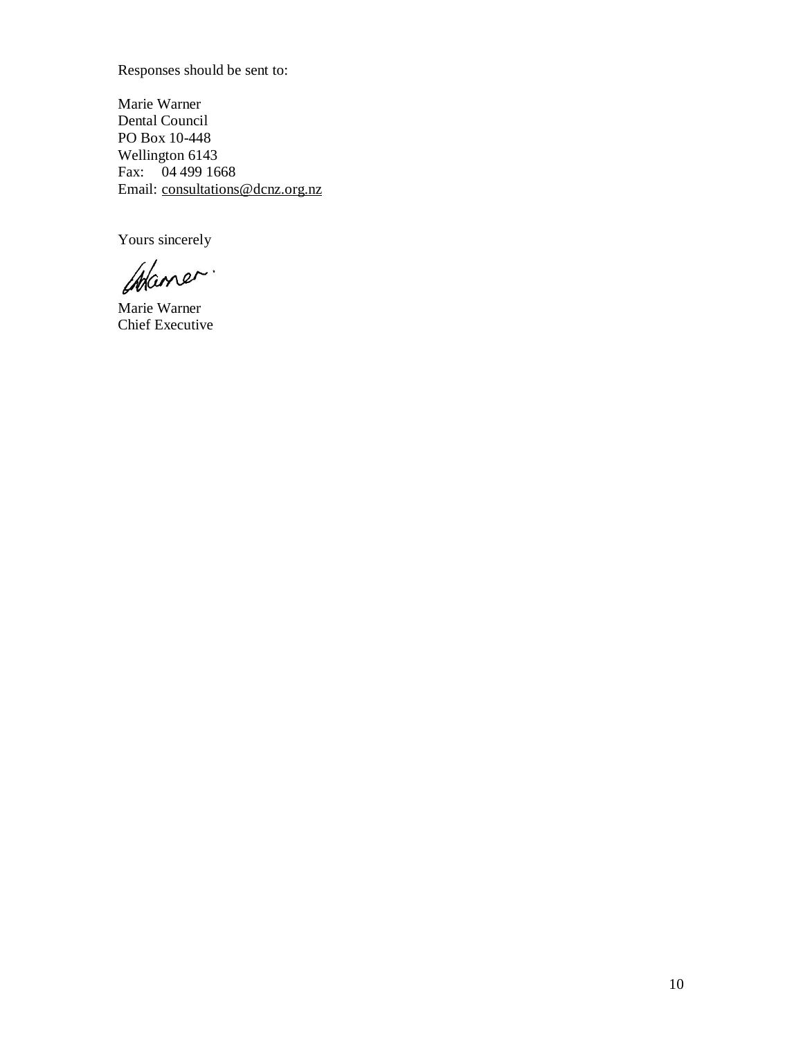Responses should be sent to:

Marie Warner  
Dental Council  
PO Box 10-448  
Wellington 6143  
Fax: 04 499 1668  
Email: consultations@dcnz.org.nz

Yours sincerely

Marie Warner  
Chief Executive